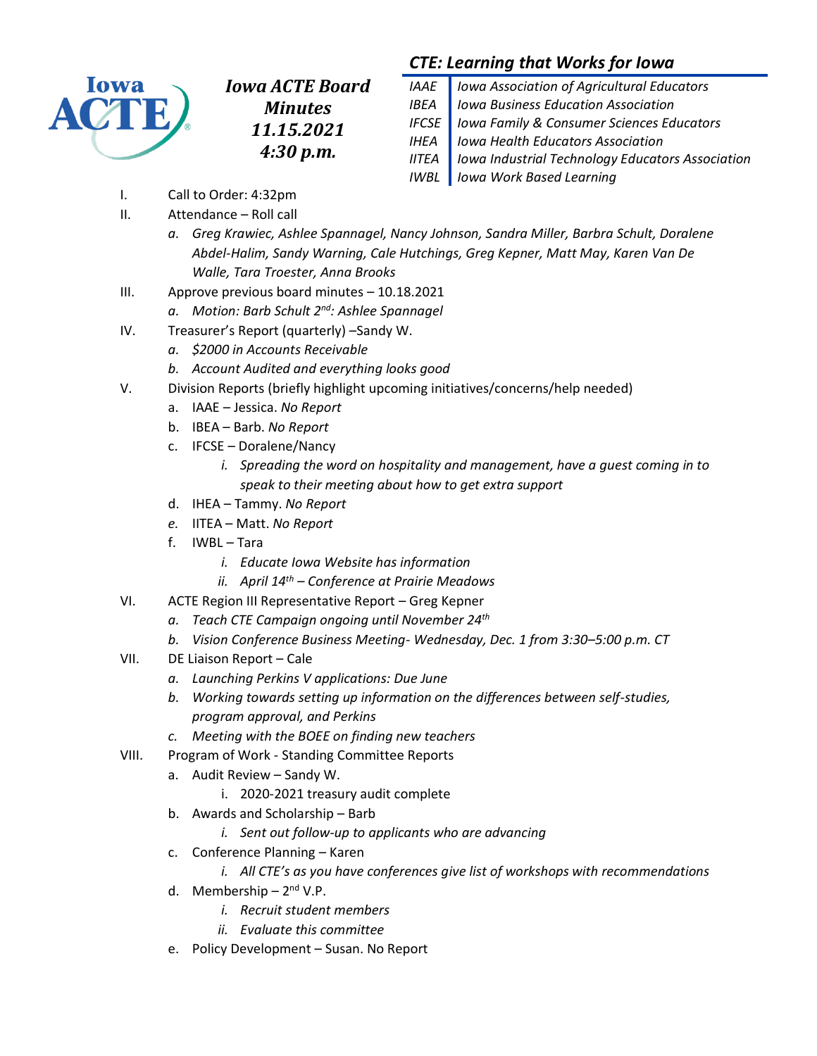# Iowa ACTE Board Minutes 11.15.2021 4:30 p.m.

## *CTE: Learning that Works for Iowa*

| | |
|---|---|
| *IAAE* | *Iowa Association of Agricultural Educators* |
| *IBEA* | *Iowa Business Education Association* |
| *IFCSE* | *Iowa Family & Consumer Sciences Educators* |
| *IHEA* | *Iowa Health Educators Association* |
| *IITEA* | *Iowa Industrial Technology Educators Association* |
| *IWBL* | *Iowa Work Based Learning* |

I. Call to Order: 4:32pm

II. Attendance – Roll call
   - a. *Greg Krawiec, Ashlee Spannagel, Nancy Johnson, Sandra Miller, Barbra Schult, Doralene Abdel-Halim, Sandy Warning, Cale Hutchings, Greg Kepner, Matt May, Karen Van De Walle, Tara Troester, Anna Brooks*

III. Approve previous board minutes – 10.18.2021
   - a. *Motion: Barb Schult 2nd: Ashlee Spannagel*

IV. Treasurer's Report (quarterly) –Sandy W.
   - a. *$2000 in Accounts Receivable*
   - b. *Account Audited and everything looks good*

V. Division Reports (briefly highlight upcoming initiatives/concerns/help needed)
   - a. IAAE – Jessica. *No Report*
   - b. IBEA – Barb. *No Report*
   - c. IFCSE – Doralene/Nancy
     - i. *Spreading the word on hospitality and management, have a guest coming in to speak to their meeting about how to get extra support*
   - d. IHEA – Tammy. *No Report*
   - e. IITEA – Matt. *No Report*
   - f. IWBL – Tara
     - i. *Educate Iowa Website has information*
     - ii. *April 14th – Conference at Prairie Meadows*

VI. ACTE Region III Representative Report – Greg Kepner
   - a. *Teach CTE Campaign ongoing until November 24th*
   - b. *Vision Conference Business Meeting- Wednesday, Dec. 1 from 3:30–5:00 p.m. CT*

VII. DE Liaison Report – Cale
   - a. *Launching Perkins V applications: Due June*
   - b. *Working towards setting up information on the differences between self-studies, program approval, and Perkins*
   - c. *Meeting with the BOEE on finding new teachers*

VIII. Program of Work - Standing Committee Reports
   - a. Audit Review – Sandy W.
     - i. 2020-2021 treasury audit complete
   - b. Awards and Scholarship – Barb
     - i. *Sent out follow-up to applicants who are advancing*
   - c. Conference Planning – Karen
     - i. *All CTE's as you have conferences give list of workshops with recommendations*
   - d. Membership – 2nd V.P.
     - i. *Recruit student members*
     - ii. *Evaluate this committee*
   - e. Policy Development – Susan. No Report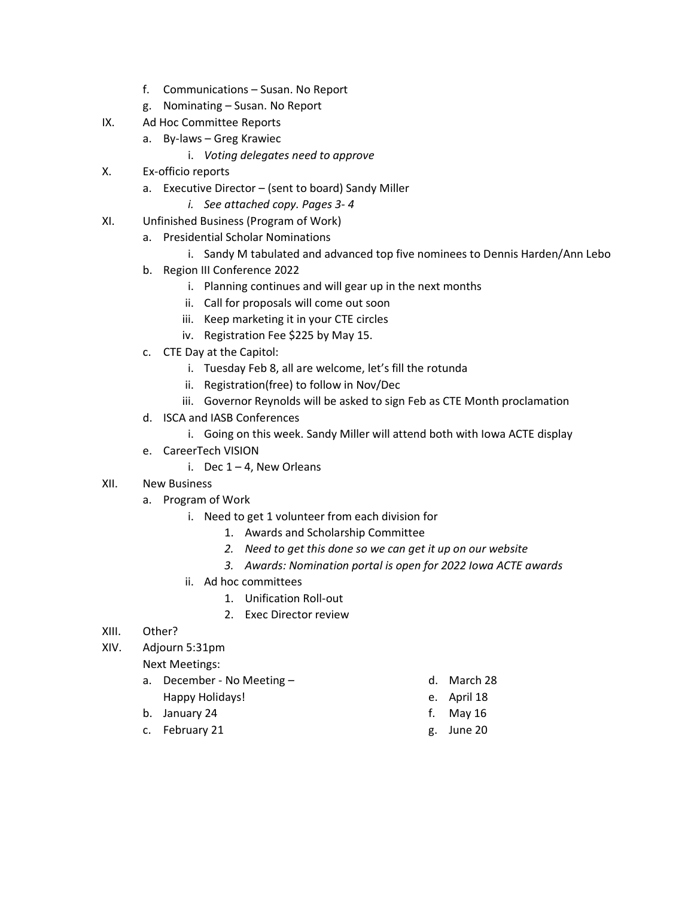f. Communications – Susan. No Report

g. Nominating – Susan. No Report

IX. Ad Hoc Committee Reports

a. By-laws – Greg Krawiec

i. *Voting delegates need to approve*

X. Ex-officio reports

a. Executive Director – (sent to board) Sandy Miller

i. *See attached copy. Pages 3- 4*

XI. Unfinished Business (Program of Work)

a. Presidential Scholar Nominations

i. Sandy M tabulated and advanced top five nominees to Dennis Harden/Ann Lebo

b. Region III Conference 2022

i. Planning continues and will gear up in the next months

ii. Call for proposals will come out soon

iii. Keep marketing it in your CTE circles

iv. Registration Fee $225 by May 15.

c. CTE Day at the Capitol:

i. Tuesday Feb 8, all are welcome, let's fill the rotunda

ii. Registration(free) to follow in Nov/Dec

iii. Governor Reynolds will be asked to sign Feb as CTE Month proclamation

d. ISCA and IASB Conferences

i. Going on this week. Sandy Miller will attend both with Iowa ACTE display

e. CareerTech VISION

i. Dec 1 – 4, New Orleans

XII. New Business

a. Program of Work

i. Need to get 1 volunteer from each division for

1. Awards and Scholarship Committee
2. *Need to get this done so we can get it up on our website*
3. *Awards: Nomination portal is open for 2022 Iowa ACTE awards*

ii. Ad hoc committees

1. Unification Roll-out
2. Exec Director review

XIII. Other?

XIV. Adjourn 5:31pm

Next Meetings:

a. December - No Meeting – Happy Holidays!

b. January 24

c. February 21

d. March 28

e. April 18

f. May 16

g. June 20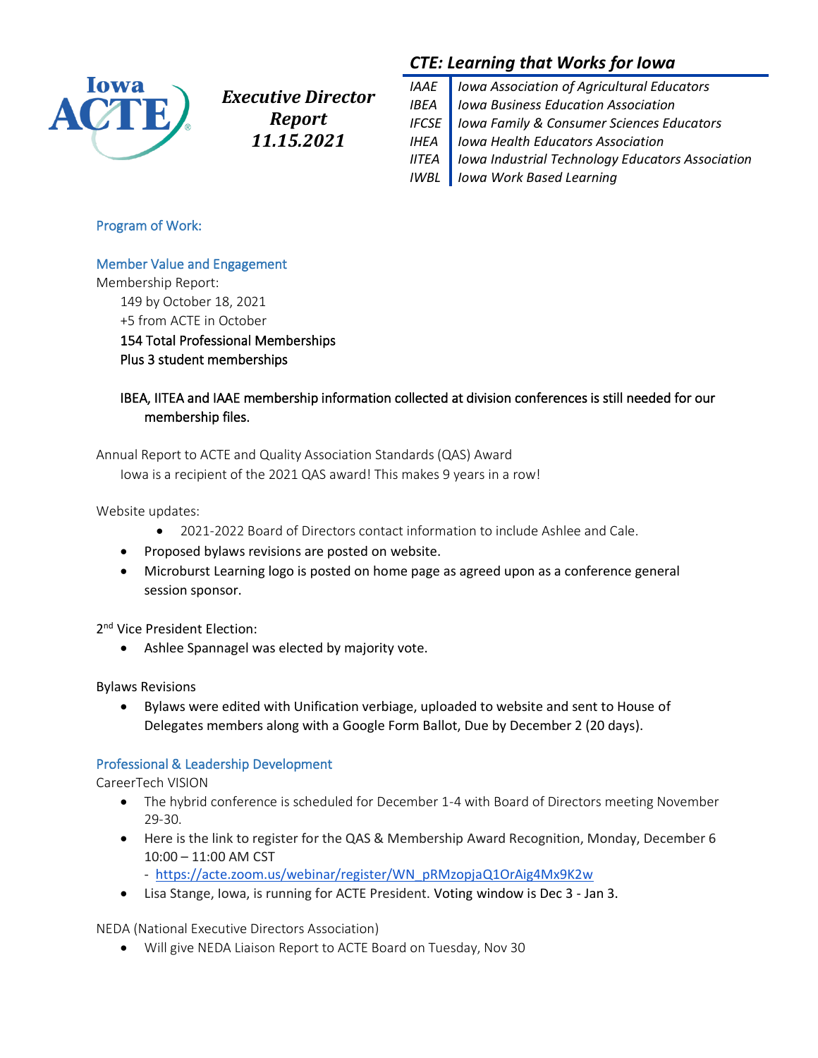Iowa ACTE

***Executive Director Report 11.15.2021***

***CTE: Learning that Works for Iowa***

| | |
|---|---|
| *IAAE* | *Iowa Association of Agricultural Educators* |
| *IBEA* | *Iowa Business Education Association* |
| *IFCSE* | *Iowa Family & Consumer Sciences Educators* |
| *IHEA* | *Iowa Health Educators Association* |
| *IITEA* | *Iowa Industrial Technology Educators Association* |
| *IWBL* | *Iowa Work Based Learning* |

## Program of Work:

### Member Value and Engagement

Membership Report:

149 by October 18, 2021
+5 from ACTE in October
154 Total Professional Memberships
Plus 3 student memberships

IBEA, IITEA and IAAE membership information collected at division conferences is still needed for our membership files.

Annual Report to ACTE and Quality Association Standards (QAS) Award

Iowa is a recipient of the 2021 QAS award! This makes 9 years in a row!

Website updates:

- 2021-2022 Board of Directors contact information to include Ashlee and Cale.
- Proposed bylaws revisions are posted on website.
- Microburst Learning logo is posted on home page as agreed upon as a conference general session sponsor.

2nd Vice President Election:

- Ashlee Spannagel was elected by majority vote.

Bylaws Revisions

- Bylaws were edited with Unification verbiage, uploaded to website and sent to House of Delegates members along with a Google Form Ballot, Due by December 2 (20 days).

### Professional & Leadership Development

CareerTech VISION

- The hybrid conference is scheduled for December 1-4 with Board of Directors meeting November 29-30.
- Here is the link to register for the QAS & Membership Award Recognition, Monday, December 6 10:00 – 11:00 AM CST
  - https://acte.zoom.us/webinar/register/WN_pRMzopjaQ1OrAig4Mx9K2w
- Lisa Stange, Iowa, is running for ACTE President. Voting window is Dec 3 - Jan 3.

NEDA (National Executive Directors Association)

- Will give NEDA Liaison Report to ACTE Board on Tuesday, Nov 30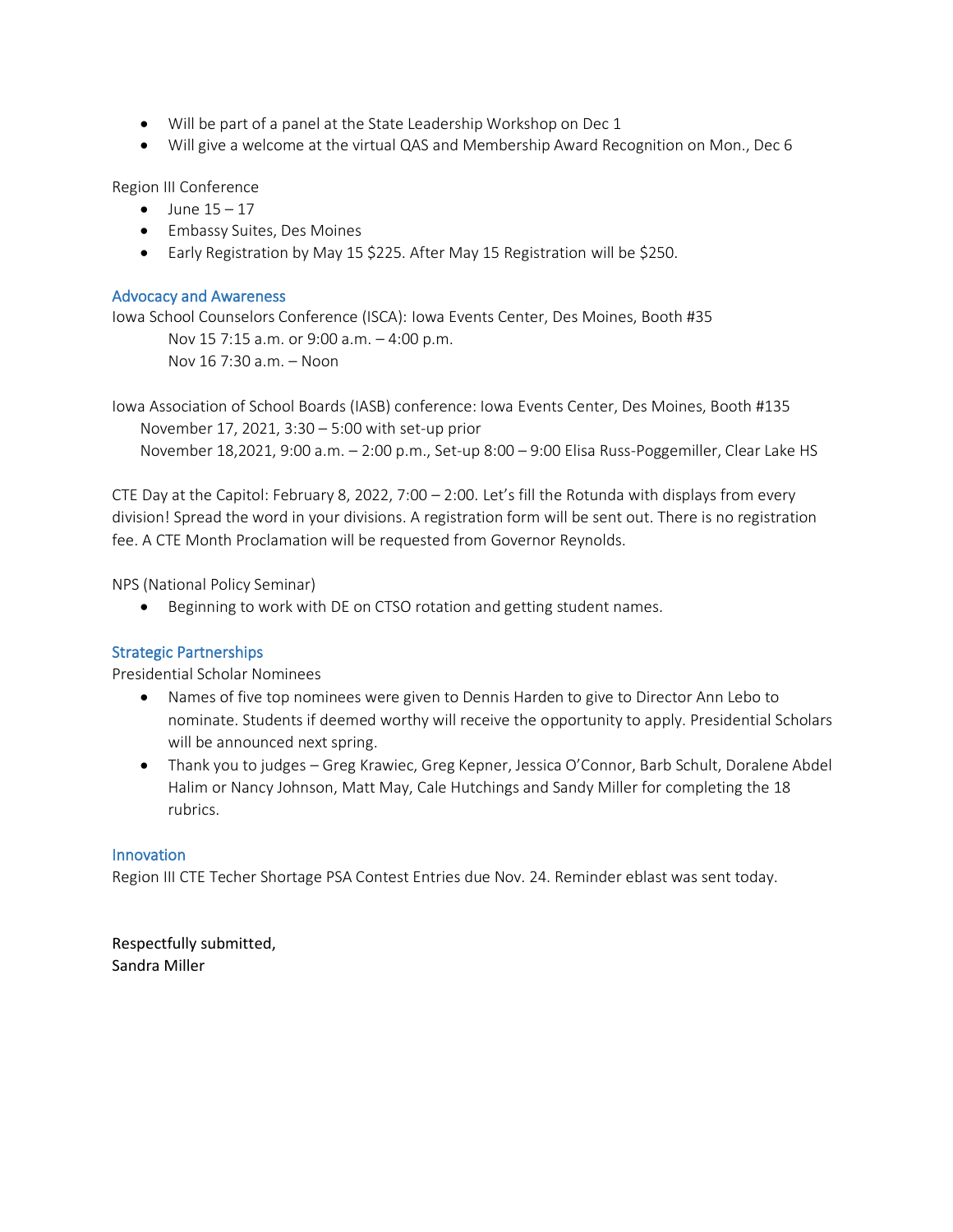- Will be part of a panel at the State Leadership Workshop on Dec 1
- Will give a welcome at the virtual QAS and Membership Award Recognition on Mon., Dec 6

Region III Conference

- June 15 – 17
- Embassy Suites, Des Moines
- Early Registration by May 15 $225. After May 15 Registration will be $250.

### Advocacy and Awareness

Iowa School Counselors Conference (ISCA): Iowa Events Center, Des Moines, Booth #35

Nov 15 7:15 a.m. or 9:00 a.m. – 4:00 p.m.
Nov 16 7:30 a.m. – Noon

Iowa Association of School Boards (IASB) conference: Iowa Events Center, Des Moines, Booth #135

November 17, 2021, 3:30 – 5:00 with set-up prior
November 18,2021, 9:00 a.m. – 2:00 p.m., Set-up 8:00 – 9:00 Elisa Russ-Poggemiller, Clear Lake HS

CTE Day at the Capitol: February 8, 2022, 7:00 – 2:00. Let's fill the Rotunda with displays from every division! Spread the word in your divisions. A registration form will be sent out. There is no registration fee. A CTE Month Proclamation will be requested from Governor Reynolds.

NPS (National Policy Seminar)

- Beginning to work with DE on CTSO rotation and getting student names.

### Strategic Partnerships

Presidential Scholar Nominees

- Names of five top nominees were given to Dennis Harden to give to Director Ann Lebo to nominate. Students if deemed worthy will receive the opportunity to apply. Presidential Scholars will be announced next spring.
- Thank you to judges – Greg Krawiec, Greg Kepner, Jessica O'Connor, Barb Schult, Doralene Abdel Halim or Nancy Johnson, Matt May, Cale Hutchings and Sandy Miller for completing the 18 rubrics.

### Innovation

Region III CTE Techer Shortage PSA Contest Entries due Nov. 24. Reminder eblast was sent today.

Respectfully submitted,
Sandra Miller